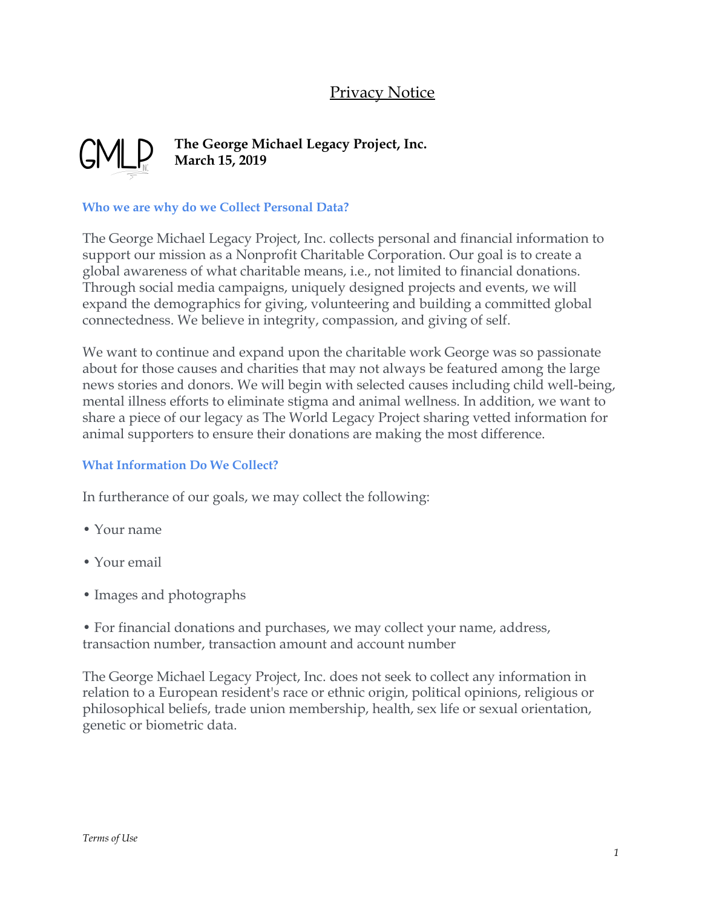# Privacy Notice

**The George Michael Legacy Project, Inc.**
**March 15, 2019**

### Who we are why do we Collect Personal Data?

The George Michael Legacy Project, Inc. collects personal and financial information to support our mission as a Nonprofit Charitable Corporation. Our goal is to create a global awareness of what charitable means, i.e., not limited to financial donations. Through social media campaigns, uniquely designed projects and events, we will expand the demographics for giving, volunteering and building a committed global connectedness. We believe in integrity, compassion, and giving of self.

We want to continue and expand upon the charitable work George was so passionate about for those causes and charities that may not always be featured among the large news stories and donors. We will begin with selected causes including child well-being, mental illness efforts to eliminate stigma and animal wellness. In addition, we want to share a piece of our legacy as The World Legacy Project sharing vetted information for animal supporters to ensure their donations are making the most difference.

### What Information Do We Collect?

In furtherance of our goals, we may collect the following:

- Your name
- Your email
- Images and photographs
- For financial donations and purchases, we may collect your name, address, transaction number, transaction amount and account number

The George Michael Legacy Project, Inc. does not seek to collect any information in relation to a European resident's race or ethnic origin, political opinions, religious or philosophical beliefs, trade union membership, health, sex life or sexual orientation, genetic or biometric data.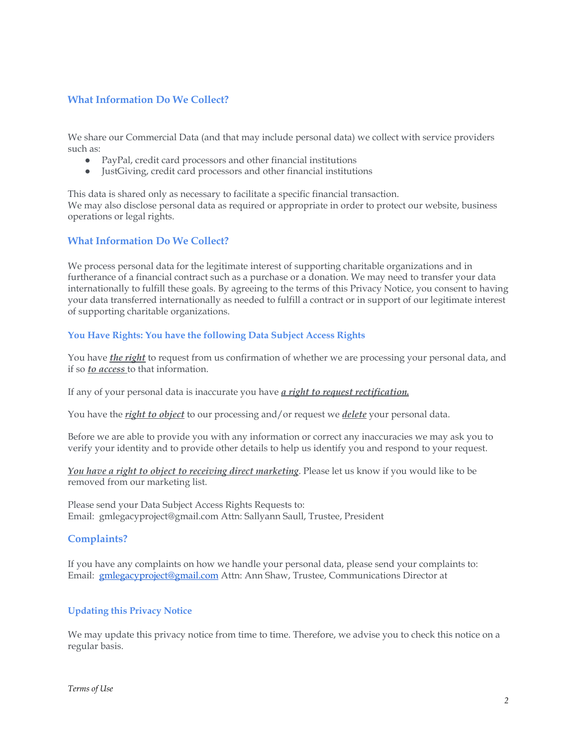## What Information Do We Collect?

We share our Commercial Data (and that may include personal data) we collect with service providers such as:

- PayPal, credit card processors and other financial institutions
- JustGiving, credit card processors and other financial institutions

This data is shared only as necessary to facilitate a specific financial transaction.
We may also disclose personal data as required or appropriate in order to protect our website, business operations or legal rights.

## What Information Do We Collect?

We process personal data for the legitimate interest of supporting charitable organizations and in furtherance of a financial contract such as a purchase or a donation. We may need to transfer your data internationally to fulfill these goals. By agreeing to the terms of this Privacy Notice, you consent to having your data transferred internationally as needed to fulfill a contract or in support of our legitimate interest of supporting charitable organizations.

### You Have Rights: You have the following Data Subject Access Rights

You have ***the right*** to request from us confirmation of whether we are processing your personal data, and if so ***to access*** to that information.

If any of your personal data is inaccurate you have ***a right to request rectification.***

You have the ***right to object*** to our processing and/or request we ***delete*** your personal data.

Before we are able to provide you with any information or correct any inaccuracies we may ask you to verify your identity and to provide other details to help us identify you and respond to your request.

***You have a right to object to receiving direct marketing***. Please let us know if you would like to be removed from our marketing list.

Please send your Data Subject Access Rights Requests to:
Email: gmlegacyproject@gmail.com Attn: Sallyann Saull, Trustee, President

## Complaints?

If you have any complaints on how we handle your personal data, please send your complaints to:
Email: gmlegacyproject@gmail.com Attn: Ann Shaw, Trustee, Communications Director at

### Updating this Privacy Notice

We may update this privacy notice from time to time. Therefore, we advise you to check this notice on a regular basis.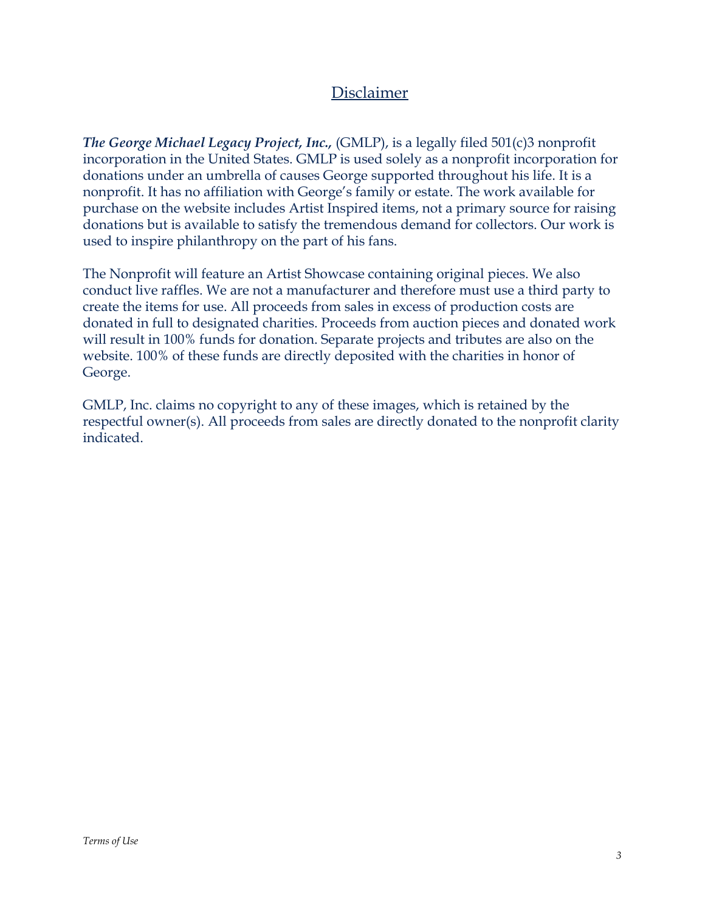## Disclaimer

***The George Michael Legacy Project, Inc.,*** (GMLP), is a legally filed 501(c)3 nonprofit incorporation in the United States. GMLP is used solely as a nonprofit incorporation for donations under an umbrella of causes George supported throughout his life. It is a nonprofit. It has no affiliation with George's family or estate. The work available for purchase on the website includes Artist Inspired items, not a primary source for raising donations but is available to satisfy the tremendous demand for collectors. Our work is used to inspire philanthropy on the part of his fans.

The Nonprofit will feature an Artist Showcase containing original pieces. We also conduct live raffles. We are not a manufacturer and therefore must use a third party to create the items for use. All proceeds from sales in excess of production costs are donated in full to designated charities. Proceeds from auction pieces and donated work will result in 100% funds for donation. Separate projects and tributes are also on the website. 100% of these funds are directly deposited with the charities in honor of George.

GMLP, Inc. claims no copyright to any of these images, which is retained by the respectful owner(s). All proceeds from sales are directly donated to the nonprofit clarity indicated.